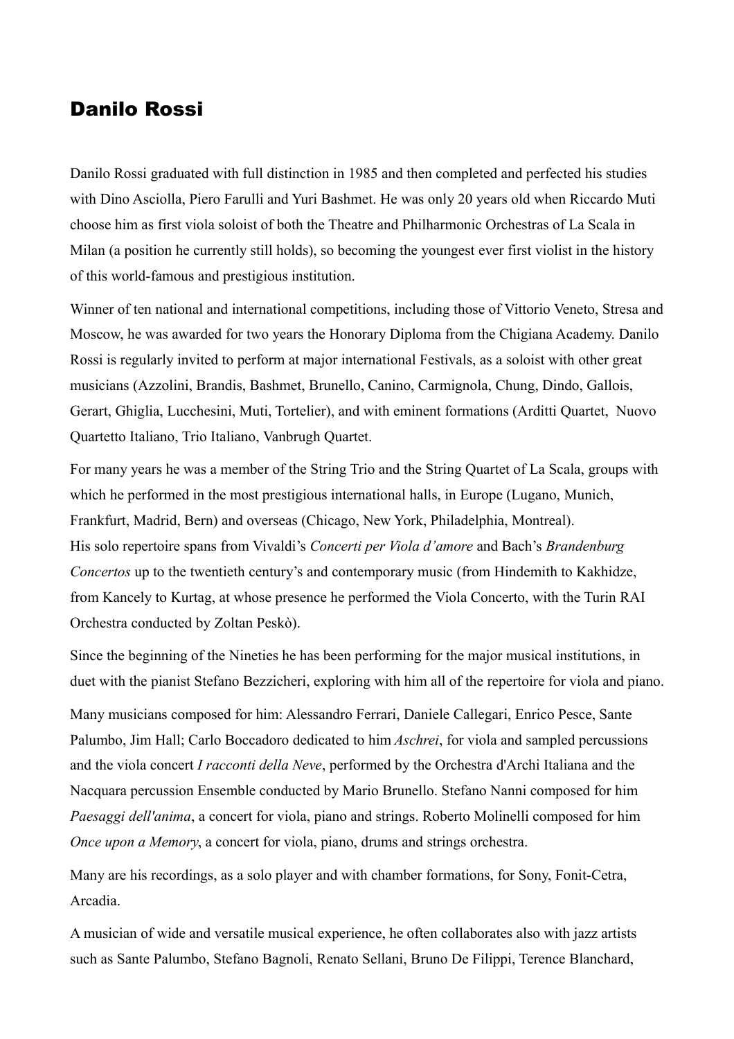# Danilo Rossi

Danilo Rossi graduated with full distinction in 1985 and then completed and perfected his studies with Dino Asciolla, Piero Farulli and Yuri Bashmet. He was only 20 years old when Riccardo Muti choose him as first viola soloist of both the Theatre and Philharmonic Orchestras of La Scala in Milan (a position he currently still holds), so becoming the youngest ever first violist in the history of this world-famous and prestigious institution.

Winner of ten national and international competitions, including those of Vittorio Veneto, Stresa and Moscow, he was awarded for two years the Honorary Diploma from the Chigiana Academy. Danilo Rossi is regularly invited to perform at major international Festivals, as a soloist with other great musicians (Azzolini, Brandis, Bashmet, Brunello, Canino, Carmignola, Chung, Dindo, Gallois, Gerart, Ghiglia, Lucchesini, Muti, Tortelier), and with eminent formations (Arditti Quartet, Nuovo Quartetto Italiano, Trio Italiano, Vanbrugh Quartet.

For many years he was a member of the String Trio and the String Quartet of La Scala, groups with which he performed in the most prestigious international halls, in Europe (Lugano, Munich, Frankfurt, Madrid, Bern) and overseas (Chicago, New York, Philadelphia, Montreal).
His solo repertoire spans from Vivaldi's *Concerti per Viola d'amore* and Bach's *Brandenburg Concertos* up to the twentieth century's and contemporary music (from Hindemith to Kakhidze, from Kancely to Kurtag, at whose presence he performed the Viola Concerto, with the Turin RAI Orchestra conducted by Zoltan Peskò).

Since the beginning of the Nineties he has been performing for the major musical institutions, in duet with the pianist Stefano Bezzicheri, exploring with him all of the repertoire for viola and piano.

Many musicians composed for him: Alessandro Ferrari, Daniele Callegari, Enrico Pesce, Sante Palumbo, Jim Hall; Carlo Boccadoro dedicated to him *Aschrei*, for viola and sampled percussions and the viola concert *I racconti della Neve*, performed by the Orchestra d'Archi Italiana and the Nacquara percussion Ensemble conducted by Mario Brunello. Stefano Nanni composed for him *Paesaggi dell'anima*, a concert for viola, piano and strings. Roberto Molinelli composed for him *Once upon a Memory*, a concert for viola, piano, drums and strings orchestra.

Many are his recordings, as a solo player and with chamber formations, for Sony, Fonit-Cetra, Arcadia.

A musician of wide and versatile musical experience, he often collaborates also with jazz artists such as Sante Palumbo, Stefano Bagnoli, Renato Sellani, Bruno De Filippi, Terence Blanchard,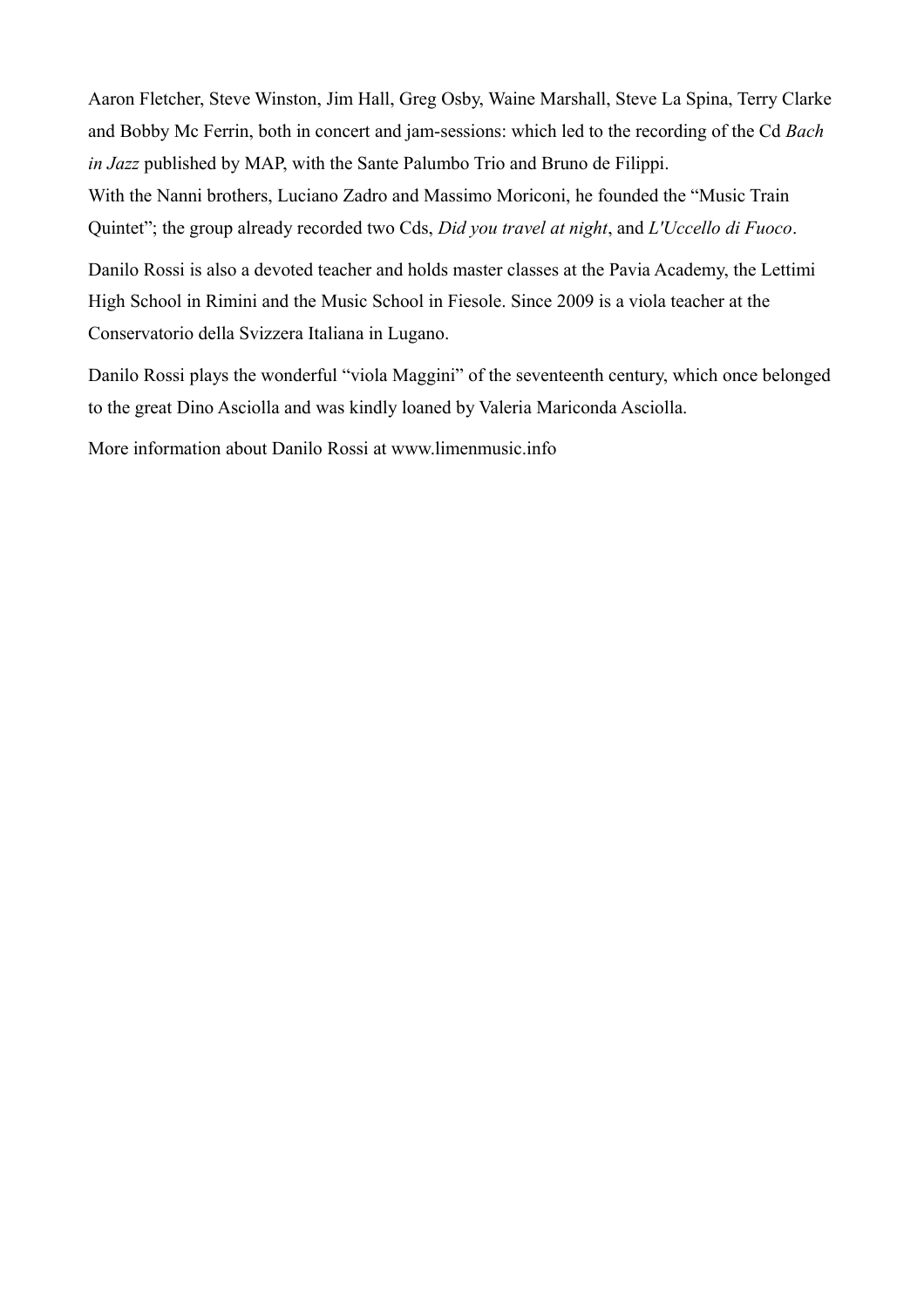Aaron Fletcher, Steve Winston, Jim Hall, Greg Osby, Waine Marshall, Steve La Spina, Terry Clarke and Bobby Mc Ferrin, both in concert and jam-sessions: which led to the recording of the Cd *Bach in Jazz* published by MAP, with the Sante Palumbo Trio and Bruno de Filippi.
With the Nanni brothers, Luciano Zadro and Massimo Moriconi, he founded the "Music Train Quintet"; the group already recorded two Cds, *Did you travel at night*, and *L'Uccello di Fuoco*.

Danilo Rossi is also a devoted teacher and holds master classes at the Pavia Academy, the Lettimi High School in Rimini and the Music School in Fiesole. Since 2009 is a viola teacher at the Conservatorio della Svizzera Italiana in Lugano.

Danilo Rossi plays the wonderful "viola Maggini" of the seventeenth century, which once belonged to the great Dino Asciolla and was kindly loaned by Valeria Mariconda Asciolla.

More information about Danilo Rossi at www.limenmusic.info